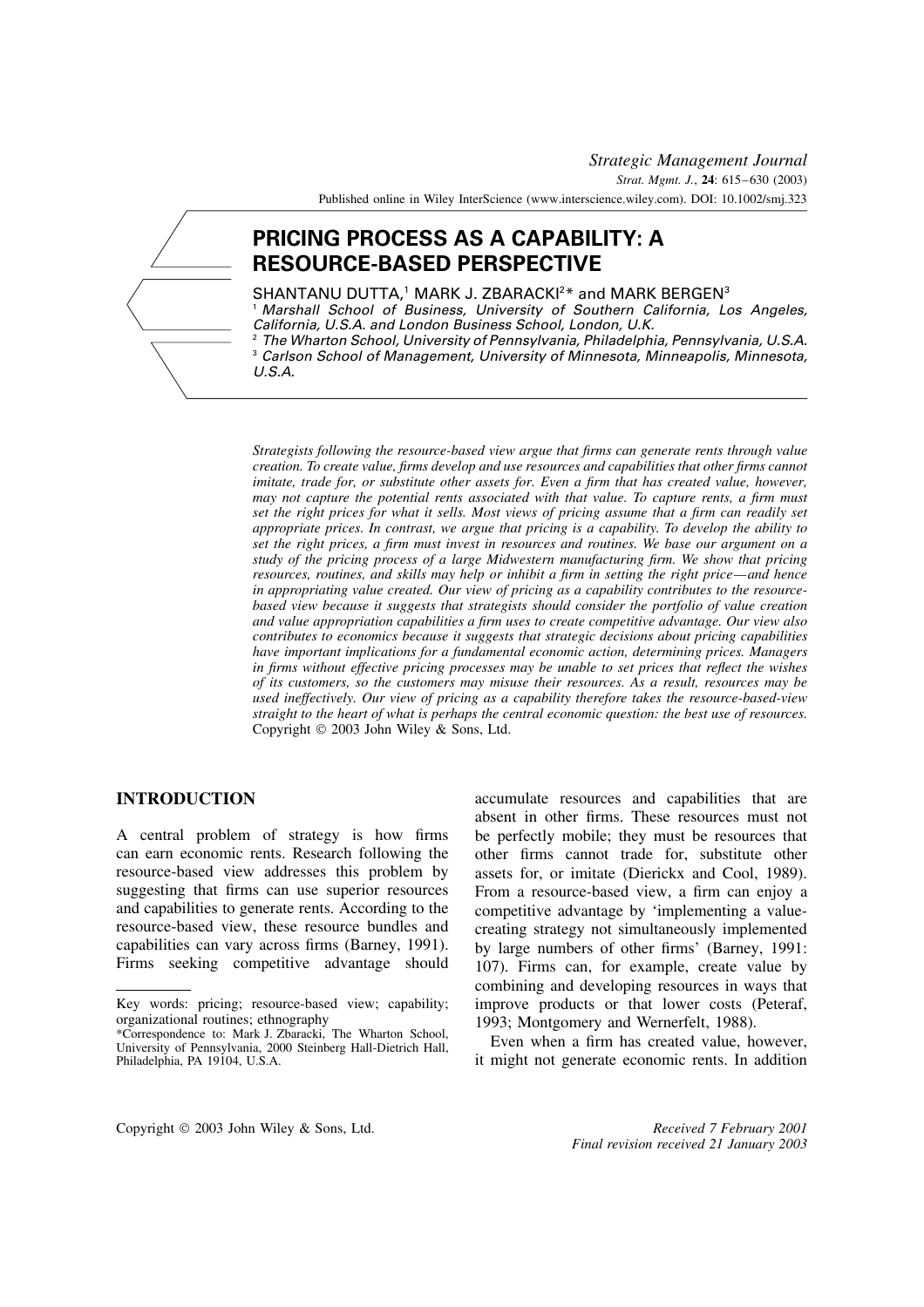# PRICING PROCESS AS A CAPABILITY: A RESOURCE-BASED PERSPECTIVE

SHANTANU DUTTA,[1] MARK J. ZBARACKI[2]* and MARK BERGEN[3]

[1] *Marshall School of Business, University of Southern California, Los Angeles, California, U.S.A. and London Business School, London, U.K.*
[2] *The Wharton School, University of Pennsylvania, Philadelphia, Pennsylvania, U.S.A.*
[3] *Carlson School of Management, University of Minnesota, Minneapolis, Minnesota, U.S.A.*

*Strategists following the resource-based view argue that firms can generate rents through value creation. To create value, firms develop and use resources and capabilities that other firms cannot imitate, trade for, or substitute other assets for. Even a firm that has created value, however, may not capture the potential rents associated with that value. To capture rents, a firm must set the right prices for what it sells. Most views of pricing assume that a firm can readily set appropriate prices. In contrast, we argue that pricing is a capability. To develop the ability to set the right prices, a firm must invest in resources and routines. We base our argument on a study of the pricing process of a large Midwestern manufacturing firm. We show that pricing resources, routines, and skills may help or inhibit a firm in setting the right price—and hence in appropriating value created. Our view of pricing as a capability contributes to the resource-based view because it suggests that strategists should consider the portfolio of value creation and value appropriation capabilities a firm uses to create competitive advantage. Our view also contributes to economics because it suggests that strategic decisions about pricing capabilities have important implications for a fundamental economic action, determining prices. Managers in firms without effective pricing processes may be unable to set prices that reflect the wishes of its customers, so the customers may misuse their resources. As a result, resources may be used ineffectively. Our view of pricing as a capability therefore takes the resource-based-view straight to the heart of what is perhaps the central economic question: the best use of resources.* Copyright © 2003 John Wiley & Sons, Ltd.

## INTRODUCTION

A central problem of strategy is how firms can earn economic rents. Research following the resource-based view addresses this problem by suggesting that firms can use superior resources and capabilities to generate rents. According to the resource-based view, these resource bundles and capabilities can vary across firms (Barney, 1991). Firms seeking competitive advantage should accumulate resources and capabilities that are absent in other firms. These resources must not be perfectly mobile; they must be resources that other firms cannot trade for, substitute other assets for, or imitate (Dierickx and Cool, 1989). From a resource-based view, a firm can enjoy a competitive advantage by 'implementing a value-creating strategy not simultaneously implemented by large numbers of other firms' (Barney, 1991: 107). Firms can, for example, create value by combining and developing resources in ways that improve products or that lower costs (Peteraf, 1993; Montgomery and Wernerfelt, 1988).

Even when a firm has created value, however, it might not generate economic rents. In addition

---

Key words: pricing; resource-based view; capability; organizational routines; ethnography

*Correspondence to: Mark J. Zbaracki, The Wharton School, University of Pennsylvania, 2000 Steinberg Hall-Dietrich Hall, Philadelphia, PA 19104, U.S.A.

Copyright © 2003 John Wiley & Sons, Ltd.

*Received 7 February 2001*
*Final revision received 21 January 2003*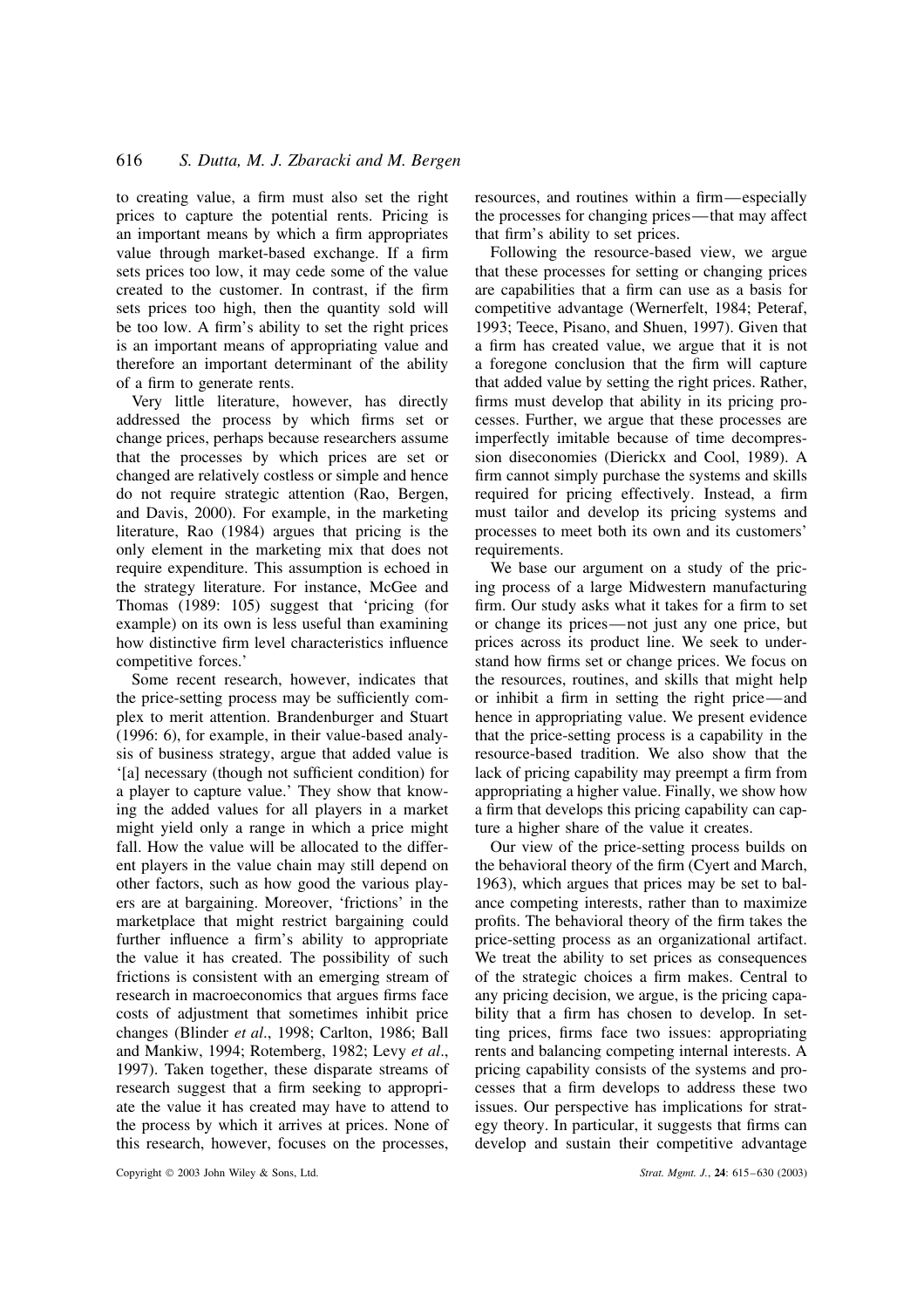to creating value, a firm must also set the right prices to capture the potential rents. Pricing is an important means by which a firm appropriates value through market-based exchange. If a firm sets prices too low, it may cede some of the value created to the customer. In contrast, if the firm sets prices too high, then the quantity sold will be too low. A firm's ability to set the right prices is an important means of appropriating value and therefore an important determinant of the ability of a firm to generate rents.

Very little literature, however, has directly addressed the process by which firms set or change prices, perhaps because researchers assume that the processes by which prices are set or changed are relatively costless or simple and hence do not require strategic attention (Rao, Bergen, and Davis, 2000). For example, in the marketing literature, Rao (1984) argues that pricing is the only element in the marketing mix that does not require expenditure. This assumption is echoed in the strategy literature. For instance, McGee and Thomas (1989: 105) suggest that 'pricing (for example) on its own is less useful than examining how distinctive firm level characteristics influence competitive forces.'

Some recent research, however, indicates that the price-setting process may be sufficiently complex to merit attention. Brandenburger and Stuart (1996: 6), for example, in their value-based analysis of business strategy, argue that added value is '[a] necessary (though not sufficient condition) for a player to capture value.' They show that knowing the added values for all players in a market might yield only a range in which a price might fall. How the value will be allocated to the different players in the value chain may still depend on other factors, such as how good the various players are at bargaining. Moreover, 'frictions' in the marketplace that might restrict bargaining could further influence a firm's ability to appropriate the value it has created. The possibility of such frictions is consistent with an emerging stream of research in macroeconomics that argues firms face costs of adjustment that sometimes inhibit price changes (Blinder *et al*., 1998; Carlton, 1986; Ball and Mankiw, 1994; Rotemberg, 1982; Levy *et al*., 1997). Taken together, these disparate streams of research suggest that a firm seeking to appropriate the value it has created may have to attend to the process by which it arrives at prices. None of this research, however, focuses on the processes, resources, and routines within a firm—especially the processes for changing prices—that may affect that firm's ability to set prices.

Following the resource-based view, we argue that these processes for setting or changing prices are capabilities that a firm can use as a basis for competitive advantage (Wernerfelt, 1984; Peteraf, 1993; Teece, Pisano, and Shuen, 1997). Given that a firm has created value, we argue that it is not a foregone conclusion that the firm will capture that added value by setting the right prices. Rather, firms must develop that ability in its pricing processes. Further, we argue that these processes are imperfectly imitable because of time decompression diseconomies (Dierickx and Cool, 1989). A firm cannot simply purchase the systems and skills required for pricing effectively. Instead, a firm must tailor and develop its pricing systems and processes to meet both its own and its customers' requirements.

We base our argument on a study of the pricing process of a large Midwestern manufacturing firm. Our study asks what it takes for a firm to set or change its prices—not just any one price, but prices across its product line. We seek to understand how firms set or change prices. We focus on the resources, routines, and skills that might help or inhibit a firm in setting the right price—and hence in appropriating value. We present evidence that the price-setting process is a capability in the resource-based tradition. We also show that the lack of pricing capability may preempt a firm from appropriating a higher value. Finally, we show how a firm that develops this pricing capability can capture a higher share of the value it creates.

Our view of the price-setting process builds on the behavioral theory of the firm (Cyert and March, 1963), which argues that prices may be set to balance competing interests, rather than to maximize profits. The behavioral theory of the firm takes the price-setting process as an organizational artifact. We treat the ability to set prices as consequences of the strategic choices a firm makes. Central to any pricing decision, we argue, is the pricing capability that a firm has chosen to develop. In setting prices, firms face two issues: appropriating rents and balancing competing internal interests. A pricing capability consists of the systems and processes that a firm develops to address these two issues. Our perspective has implications for strategy theory. In particular, it suggests that firms can develop and sustain their competitive advantage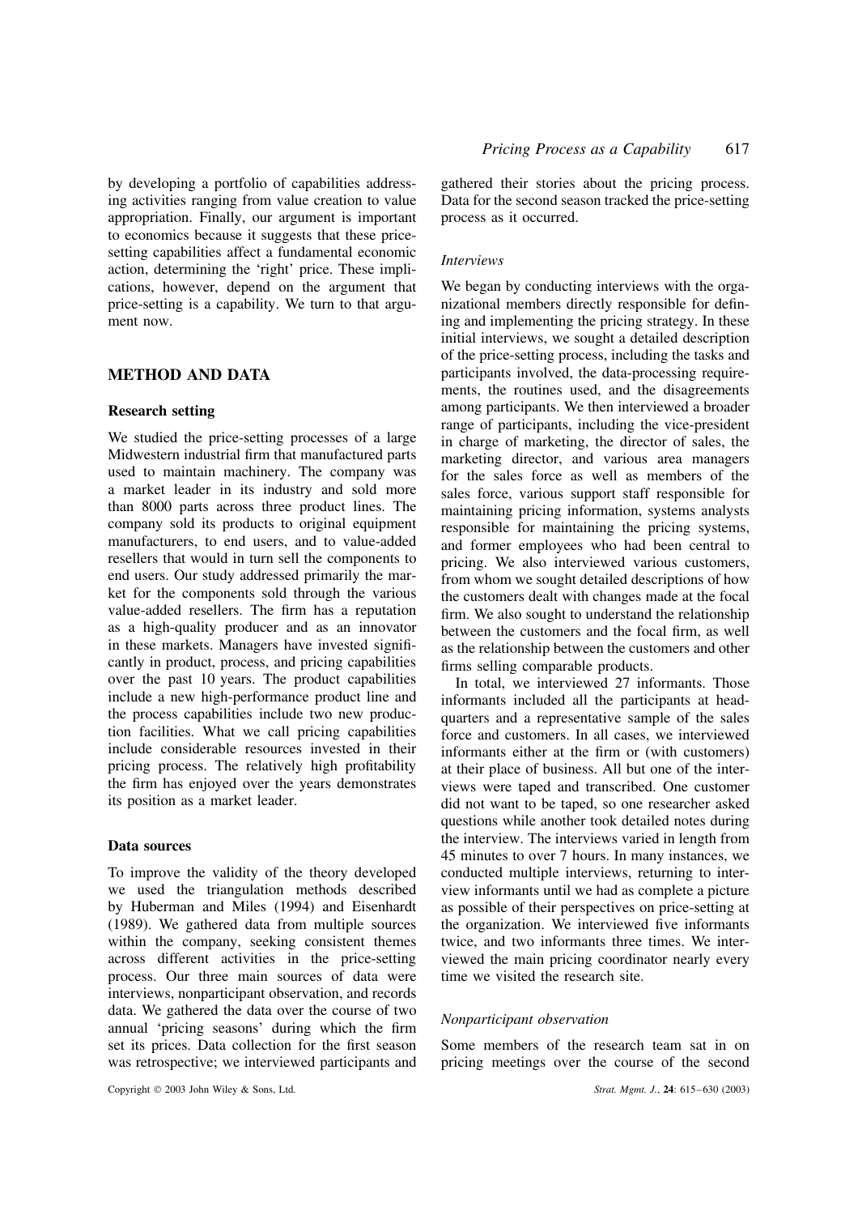by developing a portfolio of capabilities addressing activities ranging from value creation to value appropriation. Finally, our argument is important to economics because it suggests that these price-setting capabilities affect a fundamental economic action, determining the 'right' price. These implications, however, depend on the argument that price-setting is a capability. We turn to that argument now.

## METHOD AND DATA

### Research setting

We studied the price-setting processes of a large Midwestern industrial firm that manufactured parts used to maintain machinery. The company was a market leader in its industry and sold more than 8000 parts across three product lines. The company sold its products to original equipment manufacturers, to end users, and to value-added resellers that would in turn sell the components to end users. Our study addressed primarily the market for the components sold through the various value-added resellers. The firm has a reputation as a high-quality producer and as an innovator in these markets. Managers have invested significantly in product, process, and pricing capabilities over the past 10 years. The product capabilities include a new high-performance product line and the process capabilities include two new production facilities. What we call pricing capabilities include considerable resources invested in their pricing process. The relatively high profitability the firm has enjoyed over the years demonstrates its position as a market leader.

### Data sources

To improve the validity of the theory developed we used the triangulation methods described by Huberman and Miles (1994) and Eisenhardt (1989). We gathered data from multiple sources within the company, seeking consistent themes across different activities in the price-setting process. Our three main sources of data were interviews, nonparticipant observation, and records data. We gathered the data over the course of two annual 'pricing seasons' during which the firm set its prices. Data collection for the first season was retrospective; we interviewed participants and gathered their stories about the pricing process. Data for the second season tracked the price-setting process as it occurred.

#### *Interviews*

We began by conducting interviews with the organizational members directly responsible for defining and implementing the pricing strategy. In these initial interviews, we sought a detailed description of the price-setting process, including the tasks and participants involved, the data-processing requirements, the routines used, and the disagreements among participants. We then interviewed a broader range of participants, including the vice-president in charge of marketing, the director of sales, the marketing director, and various area managers for the sales force as well as members of the sales force, various support staff responsible for maintaining pricing information, systems analysts responsible for maintaining the pricing systems, and former employees who had been central to pricing. We also interviewed various customers, from whom we sought detailed descriptions of how the customers dealt with changes made at the focal firm. We also sought to understand the relationship between the customers and the focal firm, as well as the relationship between the customers and other firms selling comparable products.

In total, we interviewed 27 informants. Those informants included all the participants at headquarters and a representative sample of the sales force and customers. In all cases, we interviewed informants either at the firm or (with customers) at their place of business. All but one of the interviews were taped and transcribed. One customer did not want to be taped, so one researcher asked questions while another took detailed notes during the interview. The interviews varied in length from 45 minutes to over 7 hours. In many instances, we conducted multiple interviews, returning to interview informants until we had as complete a picture as possible of their perspectives on price-setting at the organization. We interviewed five informants twice, and two informants three times. We interviewed the main pricing coordinator nearly every time we visited the research site.

#### *Nonparticipant observation*

Some members of the research team sat in on pricing meetings over the course of the second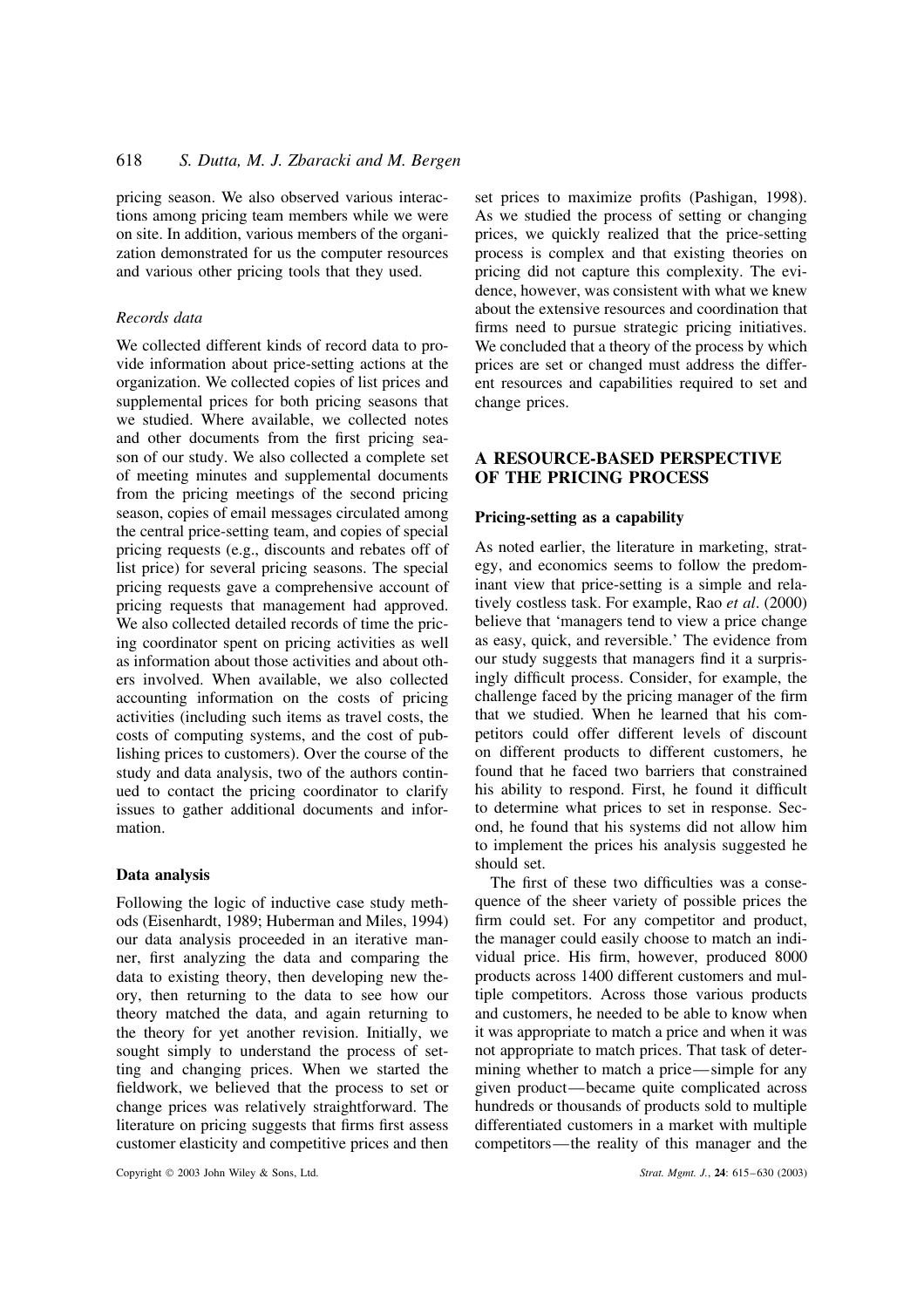pricing season. We also observed various interactions among pricing team members while we were on site. In addition, various members of the organization demonstrated for us the computer resources and various other pricing tools that they used.

### *Records data*

We collected different kinds of record data to provide information about price-setting actions at the organization. We collected copies of list prices and supplemental prices for both pricing seasons that we studied. Where available, we collected notes and other documents from the first pricing season of our study. We also collected a complete set of meeting minutes and supplemental documents from the pricing meetings of the second pricing season, copies of email messages circulated among the central price-setting team, and copies of special pricing requests (e.g., discounts and rebates off of list price) for several pricing seasons. The special pricing requests gave a comprehensive account of pricing requests that management had approved. We also collected detailed records of time the pricing coordinator spent on pricing activities as well as information about those activities and about others involved. When available, we also collected accounting information on the costs of pricing activities (including such items as travel costs, the costs of computing systems, and the cost of publishing prices to customers). Over the course of the study and data analysis, two of the authors continued to contact the pricing coordinator to clarify issues to gather additional documents and information.

### Data analysis

Following the logic of inductive case study methods (Eisenhardt, 1989; Huberman and Miles, 1994) our data analysis proceeded in an iterative manner, first analyzing the data and comparing the data to existing theory, then developing new theory, then returning to the data to see how our theory matched the data, and again returning to the theory for yet another revision. Initially, we sought simply to understand the process of setting and changing prices. When we started the fieldwork, we believed that the process to set or change prices was relatively straightforward. The literature on pricing suggests that firms first assess customer elasticity and competitive prices and then set prices to maximize profits (Pashigan, 1998). As we studied the process of setting or changing prices, we quickly realized that the price-setting process is complex and that existing theories on pricing did not capture this complexity. The evidence, however, was consistent with what we knew about the extensive resources and coordination that firms need to pursue strategic pricing initiatives. We concluded that a theory of the process by which prices are set or changed must address the different resources and capabilities required to set and change prices.

## A RESOURCE-BASED PERSPECTIVE OF THE PRICING PROCESS

### Pricing-setting as a capability

As noted earlier, the literature in marketing, strategy, and economics seems to follow the predominant view that price-setting is a simple and relatively costless task. For example, Rao *et al*. (2000) believe that 'managers tend to view a price change as easy, quick, and reversible.' The evidence from our study suggests that managers find it a surprisingly difficult process. Consider, for example, the challenge faced by the pricing manager of the firm that we studied. When he learned that his competitors could offer different levels of discount on different products to different customers, he found that he faced two barriers that constrained his ability to respond. First, he found it difficult to determine what prices to set in response. Second, he found that his systems did not allow him to implement the prices his analysis suggested he should set.

The first of these two difficulties was a consequence of the sheer variety of possible prices the firm could set. For any competitor and product, the manager could easily choose to match an individual price. His firm, however, produced 8000 products across 1400 different customers and multiple competitors. Across those various products and customers, he needed to be able to know when it was appropriate to match a price and when it was not appropriate to match prices. That task of determining whether to match a price—simple for any given product—became quite complicated across hundreds or thousands of products sold to multiple differentiated customers in a market with multiple competitors—the reality of this manager and the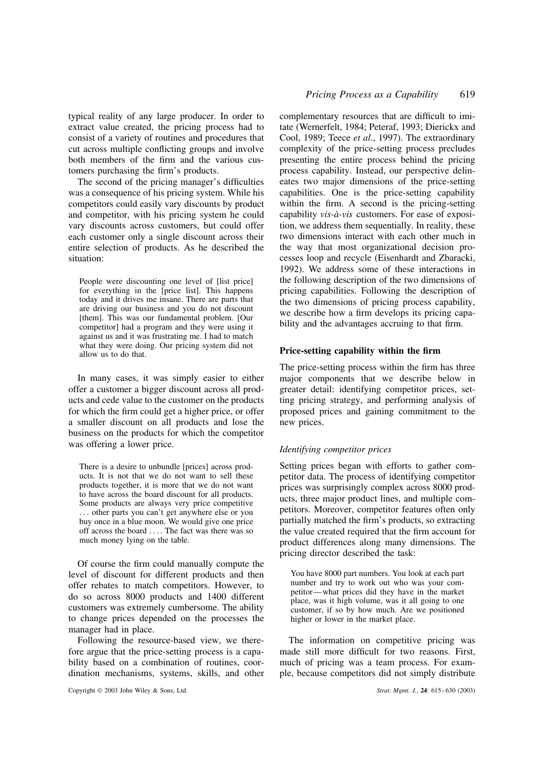typical reality of any large producer. In order to extract value created, the pricing process had to consist of a variety of routines and procedures that cut across multiple conflicting groups and involve both members of the firm and the various customers purchasing the firm's products.

The second of the pricing manager's difficulties was a consequence of his pricing system. While his competitors could easily vary discounts by product and competitor, with his pricing system he could vary discounts across customers, but could offer each customer only a single discount across their entire selection of products. As he described the situation:

> People were discounting one level of [list price] for everything in the [price list]. This happens today and it drives me insane. There are parts that are driving our business and you do not discount [them]. This was our fundamental problem. [Our competitor] had a program and they were using it against us and it was frustrating me. I had to match what they were doing. Our pricing system did not allow us to do that.

In many cases, it was simply easier to either offer a customer a bigger discount across all products and cede value to the customer on the products for which the firm could get a higher price, or offer a smaller discount on all products and lose the business on the products for which the competitor was offering a lower price.

> There is a desire to unbundle [prices] across products. It is not that we do not want to sell these products together, it is more that we do not want to have across the board discount for all products. Some products are always very price competitive ... other parts you can't get anywhere else or you buy once in a blue moon. We would give one price off across the board .... The fact was there was so much money lying on the table.

Of course the firm could manually compute the level of discount for different products and then offer rebates to match competitors. However, to do so across 8000 products and 1400 different customers was extremely cumbersome. The ability to change prices depended on the processes the manager had in place.

Following the resource-based view, we therefore argue that the price-setting process is a capability based on a combination of routines, coordination mechanisms, systems, skills, and other complementary resources that are difficult to imitate (Wernerfelt, 1984; Peteraf, 1993; Dierickx and Cool, 1989; Teece *et al*., 1997). The extraordinary complexity of the price-setting process precludes presenting the entire process behind the pricing process capability. Instead, our perspective delineates two major dimensions of the price-setting capabilities. One is the price-setting capability within the firm. A second is the pricing-setting capability *vis-à-vis* customers. For ease of exposition, we address them sequentially. In reality, these two dimensions interact with each other much in the way that most organizational decision processes loop and recycle (Eisenhardt and Zbaracki, 1992). We address some of these interactions in the following description of the two dimensions of pricing capabilities. Following the description of the two dimensions of pricing process capability, we describe how a firm develops its pricing capability and the advantages accruing to that firm.

## Price-setting capability within the firm

The price-setting process within the firm has three major components that we describe below in greater detail: identifying competitor prices, setting pricing strategy, and performing analysis of proposed prices and gaining commitment to the new prices.

### *Identifying competitor prices*

Setting prices began with efforts to gather competitor data. The process of identifying competitor prices was surprisingly complex across 8000 products, three major product lines, and multiple competitors. Moreover, competitor features often only partially matched the firm's products, so extracting the value created required that the firm account for product differences along many dimensions. The pricing director described the task:

> You have 8000 part numbers. You look at each part number and try to work out who was your competitor—what prices did they have in the market place, was it high volume, was it all going to one customer, if so by how much. Are we positioned higher or lower in the market place.

The information on competitive pricing was made still more difficult for two reasons. First, much of pricing was a team process. For example, because competitors did not simply distribute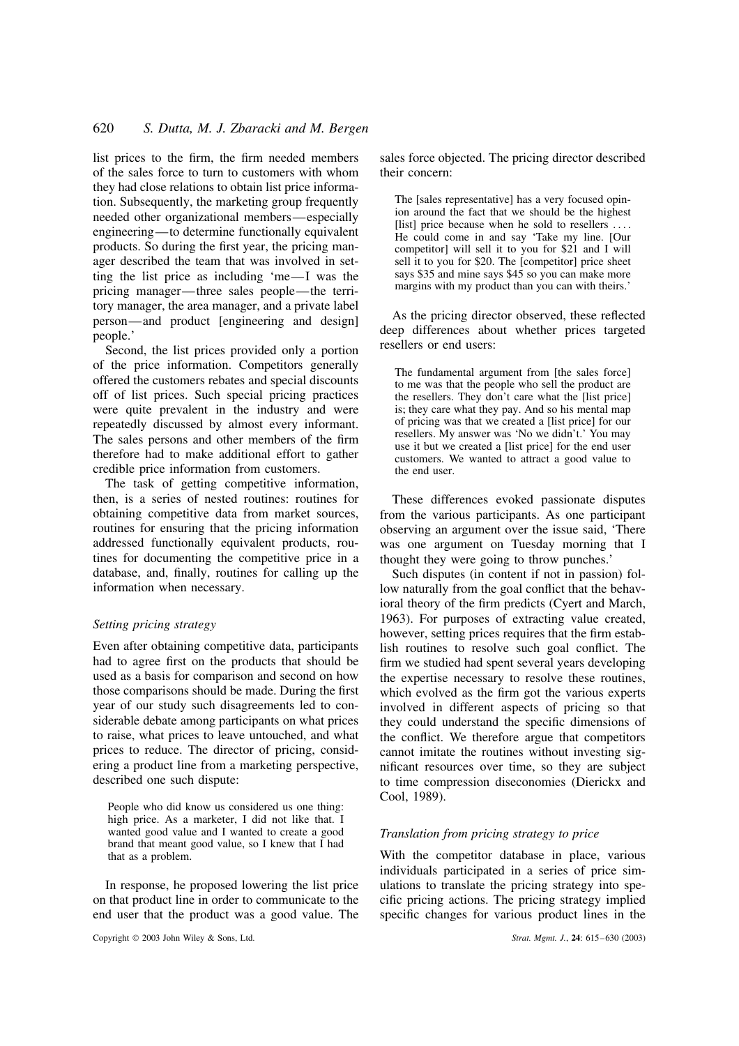list prices to the firm, the firm needed members of the sales force to turn to customers with whom they had close relations to obtain list price information. Subsequently, the marketing group frequently needed other organizational members—especially engineering—to determine functionally equivalent products. So during the first year, the pricing manager described the team that was involved in setting the list price as including 'me—I was the pricing manager—three sales people—the territory manager, the area manager, and a private label person—and product [engineering and design] people.'

Second, the list prices provided only a portion of the price information. Competitors generally offered the customers rebates and special discounts off of list prices. Such special pricing practices were quite prevalent in the industry and were repeatedly discussed by almost every informant. The sales persons and other members of the firm therefore had to make additional effort to gather credible price information from customers.

The task of getting competitive information, then, is a series of nested routines: routines for obtaining competitive data from market sources, routines for ensuring that the pricing information addressed functionally equivalent products, routines for documenting the competitive price in a database, and, finally, routines for calling up the information when necessary.

### *Setting pricing strategy*

Even after obtaining competitive data, participants had to agree first on the products that should be used as a basis for comparison and second on how those comparisons should be made. During the first year of our study such disagreements led to considerable debate among participants on what prices to raise, what prices to leave untouched, and what prices to reduce. The director of pricing, considering a product line from a marketing perspective, described one such dispute:

> People who did know us considered us one thing: high price. As a marketer, I did not like that. I wanted good value and I wanted to create a good brand that meant good value, so I knew that I had that as a problem.

In response, he proposed lowering the list price on that product line in order to communicate to the end user that the product was a good value. The sales force objected. The pricing director described their concern:

> The [sales representative] has a very focused opinion around the fact that we should be the highest [list] price because when he sold to resellers .... He could come in and say 'Take my line. [Our competitor] will sell it to you for \$21 and I will sell it to you for \$20. The [competitor] price sheet says \$35 and mine says \$45 so you can make more margins with my product than you can with theirs.'

As the pricing director observed, these reflected deep differences about whether prices targeted resellers or end users:

> The fundamental argument from [the sales force] to me was that the people who sell the product are the resellers. They don't care what the [list price] is; they care what they pay. And so his mental map of pricing was that we created a [list price] for our resellers. My answer was 'No we didn't.' You may use it but we created a [list price] for the end user customers. We wanted to attract a good value to the end user.

These differences evoked passionate disputes from the various participants. As one participant observing an argument over the issue said, 'There was one argument on Tuesday morning that I thought they were going to throw punches.'

Such disputes (in content if not in passion) follow naturally from the goal conflict that the behavioral theory of the firm predicts (Cyert and March, 1963). For purposes of extracting value created, however, setting prices requires that the firm establish routines to resolve such goal conflict. The firm we studied had spent several years developing the expertise necessary to resolve these routines, which evolved as the firm got the various experts involved in different aspects of pricing so that they could understand the specific dimensions of the conflict. We therefore argue that competitors cannot imitate the routines without investing significant resources over time, so they are subject to time compression diseconomies (Dierickx and Cool, 1989).

### *Translation from pricing strategy to price*

With the competitor database in place, various individuals participated in a series of price simulations to translate the pricing strategy into specific pricing actions. The pricing strategy implied specific changes for various product lines in the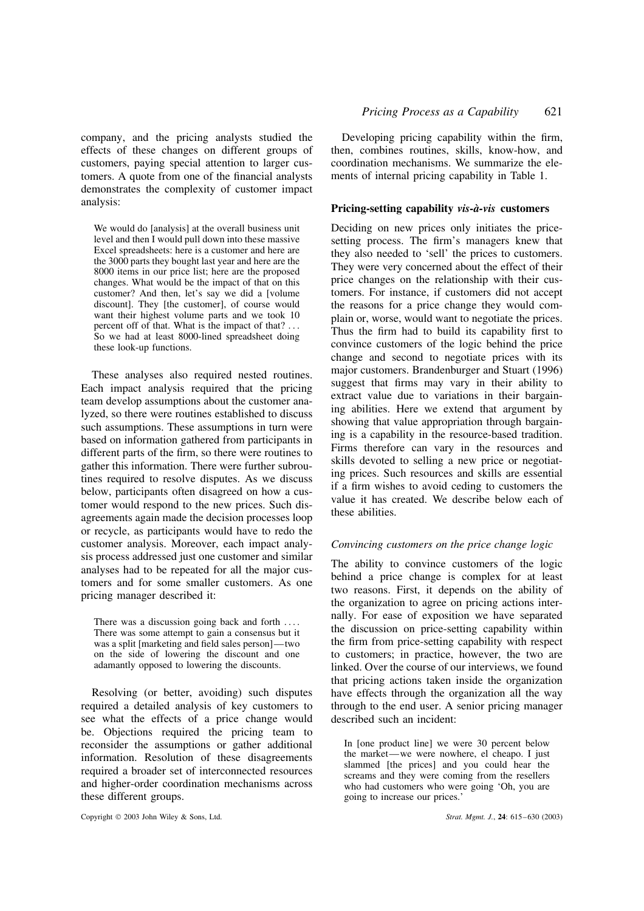company, and the pricing analysts studied the effects of these changes on different groups of customers, paying special attention to larger customers. A quote from one of the financial analysts demonstrates the complexity of customer impact analysis:

> We would do [analysis] at the overall business unit level and then I would pull down into these massive Excel spreadsheets: here is a customer and here are the 3000 parts they bought last year and here are the 8000 items in our price list; here are the proposed changes. What would be the impact of that on this customer? And then, let's say we did a [volume discount]. They [the customer], of course would want their highest volume parts and we took 10 percent off of that. What is the impact of that? ... So we had at least 8000-lined spreadsheet doing these look-up functions.

These analyses also required nested routines. Each impact analysis required that the pricing team develop assumptions about the customer analyzed, so there were routines established to discuss such assumptions. These assumptions in turn were based on information gathered from participants in different parts of the firm, so there were routines to gather this information. There were further subroutines required to resolve disputes. As we discuss below, participants often disagreed on how a customer would respond to the new prices. Such disagreements again made the decision processes loop or recycle, as participants would have to redo the customer analysis. Moreover, each impact analysis process addressed just one customer and similar analyses had to be repeated for all the major customers and for some smaller customers. As one pricing manager described it:

> There was a discussion going back and forth .... There was some attempt to gain a consensus but it was a split [marketing and field sales person]—two on the side of lowering the discount and one adamantly opposed to lowering the discounts.

Resolving (or better, avoiding) such disputes required a detailed analysis of key customers to see what the effects of a price change would be. Objections required the pricing team to reconsider the assumptions or gather additional information. Resolution of these disagreements required a broader set of interconnected resources and higher-order coordination mechanisms across these different groups.

Developing pricing capability within the firm, then, combines routines, skills, know-how, and coordination mechanisms. We summarize the elements of internal pricing capability in Table 1.

### Pricing-setting capability *vis-à-vis* customers

Deciding on new prices only initiates the price-setting process. The firm's managers knew that they also needed to 'sell' the prices to customers. They were very concerned about the effect of their price changes on the relationship with their customers. For instance, if customers did not accept the reasons for a price change they would complain or, worse, would want to negotiate the prices. Thus the firm had to build its capability first to convince customers of the logic behind the price change and second to negotiate prices with its major customers. Brandenburger and Stuart (1996) suggest that firms may vary in their ability to extract value due to variations in their bargaining abilities. Here we extend that argument by showing that value appropriation through bargaining is a capability in the resource-based tradition. Firms therefore can vary in the resources and skills devoted to selling a new price or negotiating prices. Such resources and skills are essential if a firm wishes to avoid ceding to customers the value it has created. We describe below each of these abilities.

#### *Convincing customers on the price change logic*

The ability to convince customers of the logic behind a price change is complex for at least two reasons. First, it depends on the ability of the organization to agree on pricing actions internally. For ease of exposition we have separated the discussion on price-setting capability within the firm from price-setting capability with respect to customers; in practice, however, the two are linked. Over the course of our interviews, we found that pricing actions taken inside the organization have effects through the organization all the way through to the end user. A senior pricing manager described such an incident:

> In [one product line] we were 30 percent below the market—we were nowhere, el cheapo. I just slammed [the prices] and you could hear the screams and they were coming from the resellers who had customers who were going 'Oh, you are going to increase our prices.'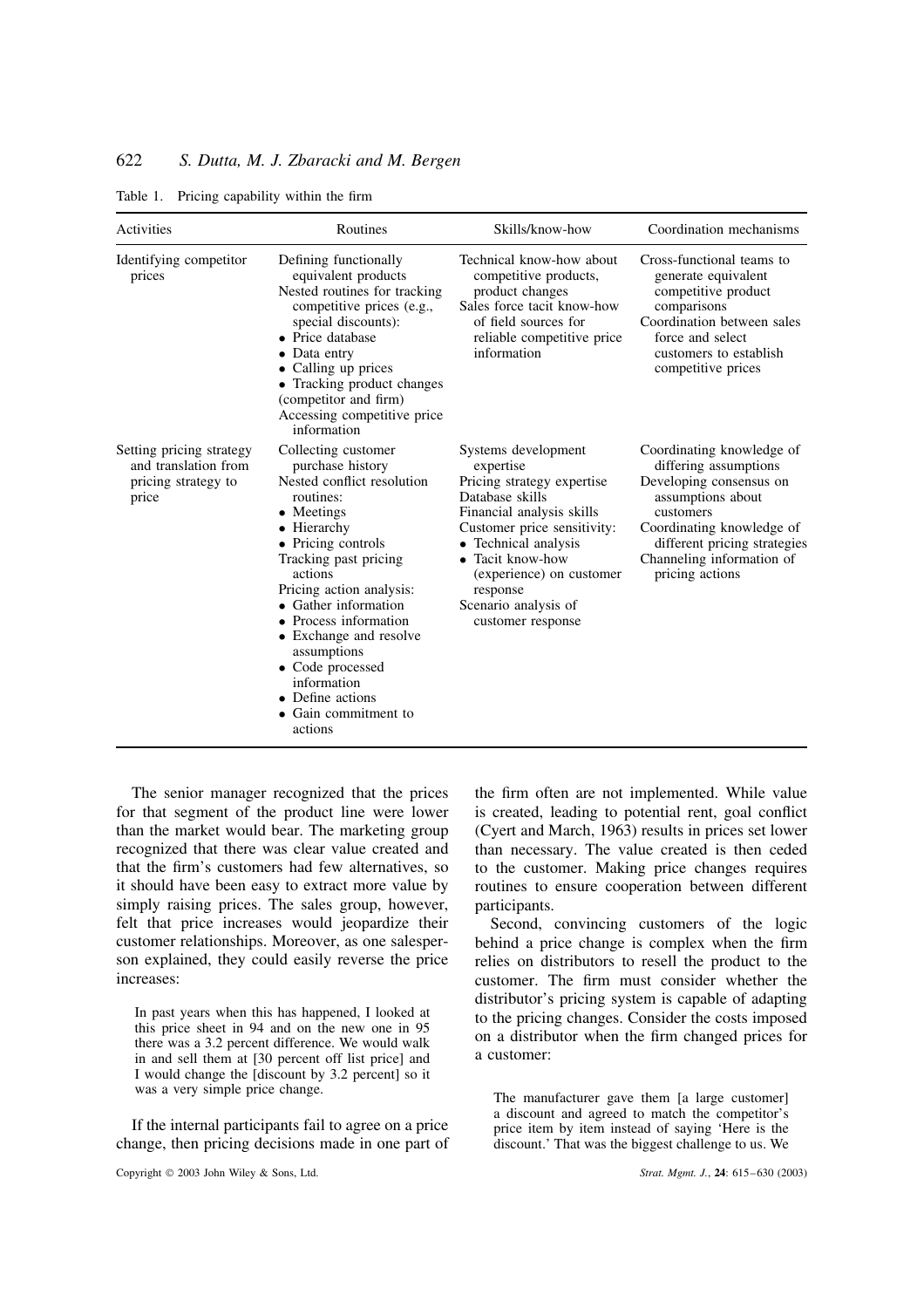Table 1. Pricing capability within the firm

| Activities | Routines | Skills/know-how | Coordination mechanisms |
|---|---|---|---|
| Identifying competitor prices | Defining functionally equivalent products<br>Nested routines for tracking competitive prices (e.g., special discounts):<br>• Price database<br>• Data entry<br>• Calling up prices<br>• Tracking product changes (competitor and firm)<br>Accessing competitive price information | Technical know-how about competitive products, product changes<br>Sales force tacit know-how of field sources for reliable competitive price information | Cross-functional teams to generate equivalent competitive product comparisons<br>Coordination between sales force and select customers to establish competitive prices |
| Setting pricing strategy and translation from pricing strategy to price | Collecting customer purchase history<br>Nested conflict resolution routines:<br>• Meetings<br>• Hierarchy<br>• Pricing controls<br>Tracking past pricing actions<br>Pricing action analysis:<br>• Gather information<br>• Process information<br>• Exchange and resolve assumptions<br>• Code processed information<br>• Define actions<br>• Gain commitment to actions | Systems development expertise<br>Pricing strategy expertise<br>Database skills<br>Financial analysis skills<br>Customer price sensitivity:<br>• Technical analysis<br>• Tacit know-how (experience) on customer response<br>Scenario analysis of customer response | Coordinating knowledge of differing assumptions<br>Developing consensus on assumptions about customers<br>Coordinating knowledge of different pricing strategies<br>Channeling information of pricing actions |

The senior manager recognized that the prices for that segment of the product line were lower than the market would bear. The marketing group recognized that there was clear value created and that the firm's customers had few alternatives, so it should have been easy to extract more value by simply raising prices. The sales group, however, felt that price increases would jeopardize their customer relationships. Moreover, as one salesperson explained, they could easily reverse the price increases:

> In past years when this has happened, I looked at this price sheet in 94 and on the new one in 95 there was a 3.2 percent difference. We would walk in and sell them at [30 percent off list price] and I would change the [discount by 3.2 percent] so it was a very simple price change.

If the internal participants fail to agree on a price change, then pricing decisions made in one part of the firm often are not implemented. While value is created, leading to potential rent, goal conflict (Cyert and March, 1963) results in prices set lower than necessary. The value created is then ceded to the customer. Making price changes requires routines to ensure cooperation between different participants.

Second, convincing customers of the logic behind a price change is complex when the firm relies on distributors to resell the product to the customer. The firm must consider whether the distributor's pricing system is capable of adapting to the pricing changes. Consider the costs imposed on a distributor when the firm changed prices for a customer:

> The manufacturer gave them [a large customer] a discount and agreed to match the competitor's price item by item instead of saying 'Here is the discount.' That was the biggest challenge to us. We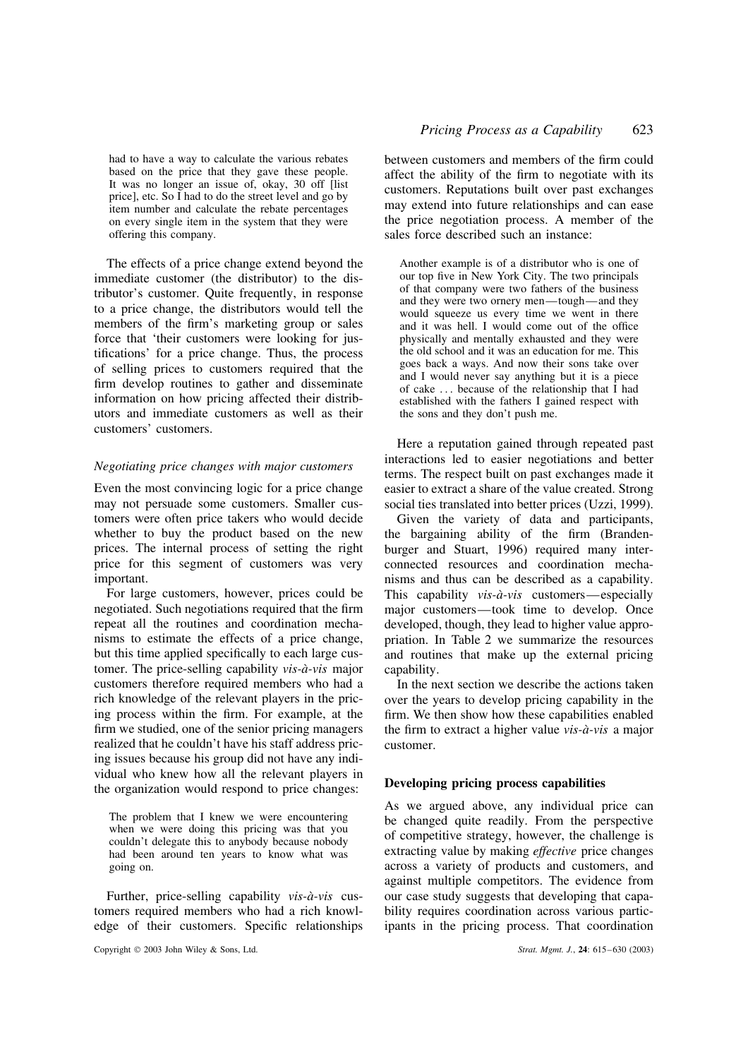> had to have a way to calculate the various rebates based on the price that they gave these people. It was no longer an issue of, okay, 30 off [list price], etc. So I had to do the street level and go by item number and calculate the rebate percentages on every single item in the system that they were offering this company.

The effects of a price change extend beyond the immediate customer (the distributor) to the distributor's customer. Quite frequently, in response to a price change, the distributors would tell the members of the firm's marketing group or sales force that 'their customers were looking for justifications' for a price change. Thus, the process of selling prices to customers required that the firm develop routines to gather and disseminate information on how pricing affected their distributors and immediate customers as well as their customers' customers.

### *Negotiating price changes with major customers*

Even the most convincing logic for a price change may not persuade some customers. Smaller customers were often price takers who would decide whether to buy the product based on the new prices. The internal process of setting the right price for this segment of customers was very important.

For large customers, however, prices could be negotiated. Such negotiations required that the firm repeat all the routines and coordination mechanisms to estimate the effects of a price change, but this time applied specifically to each large customer. The price-selling capability *vis-à-vis* major customers therefore required members who had a rich knowledge of the relevant players in the pricing process within the firm. For example, at the firm we studied, one of the senior pricing managers realized that he couldn't have his staff address pricing issues because his group did not have any individual who knew how all the relevant players in the organization would respond to price changes:

> The problem that I knew we were encountering when we were doing this pricing was that you couldn't delegate this to anybody because nobody had been around ten years to know what was going on.

Further, price-selling capability *vis-à-vis* customers required members who had a rich knowledge of their customers. Specific relationships between customers and members of the firm could affect the ability of the firm to negotiate with its customers. Reputations built over past exchanges may extend into future relationships and can ease the price negotiation process. A member of the sales force described such an instance:

> Another example is of a distributor who is one of our top five in New York City. The two principals of that company were two fathers of the business and they were two ornery men—tough—and they would squeeze us every time we went in there and it was hell. I would come out of the office physically and mentally exhausted and they were the old school and it was an education for me. This goes back a ways. And now their sons take over and I would never say anything but it is a piece of cake ... because of the relationship that I had established with the fathers I gained respect with the sons and they don't push me.

Here a reputation gained through repeated past interactions led to easier negotiations and better terms. The respect built on past exchanges made it easier to extract a share of the value created. Strong social ties translated into better prices (Uzzi, 1999).

Given the variety of data and participants, the bargaining ability of the firm (Brandenburger and Stuart, 1996) required many interconnected resources and coordination mechanisms and thus can be described as a capability. This capability *vis-à-vis* customers—especially major customers—took time to develop. Once developed, though, they lead to higher value appropriation. In Table 2 we summarize the resources and routines that make up the external pricing capability.

In the next section we describe the actions taken over the years to develop pricing capability in the firm. We then show how these capabilities enabled the firm to extract a higher value *vis-à-vis* a major customer.

## Developing pricing process capabilities

As we argued above, any individual price can be changed quite readily. From the perspective of competitive strategy, however, the challenge is extracting value by making *effective* price changes across a variety of products and customers, and against multiple competitors. The evidence from our case study suggests that developing that capability requires coordination across various participants in the pricing process. That coordination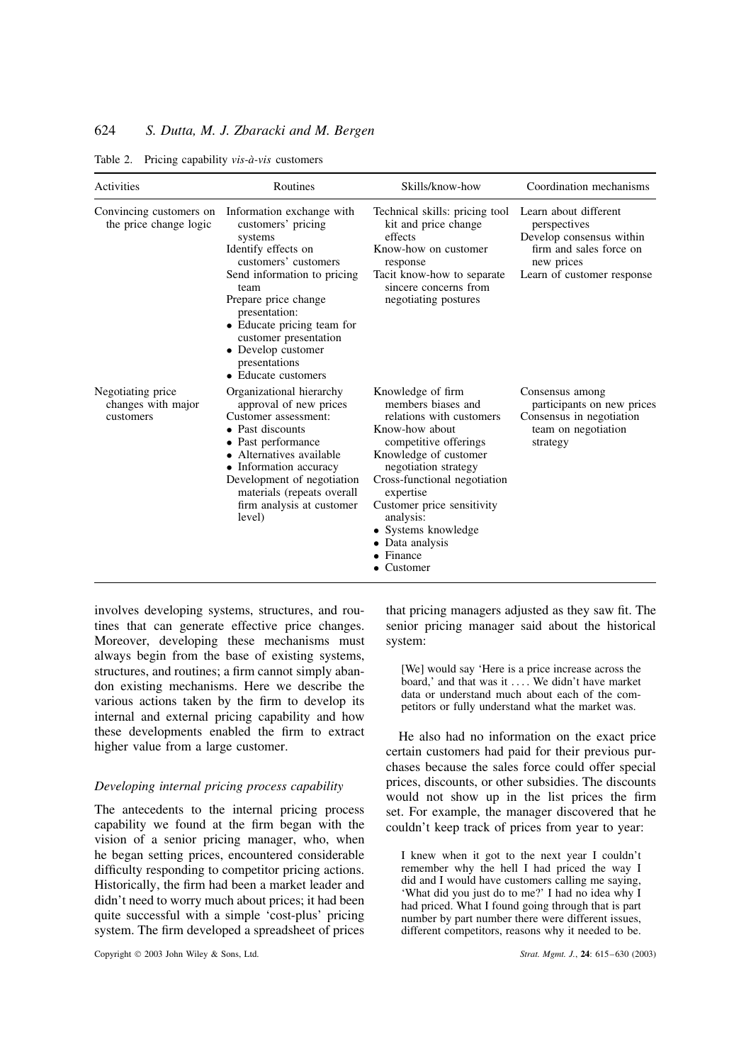Table 2. Pricing capability *vis-à-vis* customers

| Activities | Routines | Skills/know-how | Coordination mechanisms |
|---|---|---|---|
| Convincing customers on the price change logic | Information exchange with customers' pricing systems<br>Identify effects on customers' customers<br>Send information to pricing team<br>Prepare price change presentation:<br>• Educate pricing team for customer presentation<br>• Develop customer presentations<br>• Educate customers | Technical skills: pricing tool kit and price change effects<br>Know-how on customer response<br>Tacit know-how to separate sincere concerns from negotiating postures | Learn about different perspectives<br>Develop consensus within firm and sales force on new prices<br>Learn of customer response |
| Negotiating price changes with major customers | Organizational hierarchy approval of new prices<br>Customer assessment:<br>• Past discounts<br>• Past performance<br>• Alternatives available<br>• Information accuracy<br>Development of negotiation materials (repeats overall firm analysis at customer level) | Knowledge of firm members biases and relations with customers<br>Know-how about competitive offerings<br>Knowledge of customer negotiation strategy<br>Cross-functional negotiation expertise<br>Customer price sensitivity analysis:<br>• Systems knowledge<br>• Data analysis<br>• Finance<br>• Customer | Consensus among participants on new prices<br>Consensus in negotiation team on negotiation strategy |

involves developing systems, structures, and routines that can generate effective price changes. Moreover, developing these mechanisms must always begin from the base of existing systems, structures, and routines; a firm cannot simply abandon existing mechanisms. Here we describe the various actions taken by the firm to develop its internal and external pricing capability and how these developments enabled the firm to extract higher value from a large customer.

### *Developing internal pricing process capability*

The antecedents to the internal pricing process capability we found at the firm began with the vision of a senior pricing manager, who, when he began setting prices, encountered considerable difficulty responding to competitor pricing actions. Historically, the firm had been a market leader and didn't need to worry much about prices; it had been quite successful with a simple 'cost-plus' pricing system. The firm developed a spreadsheet of prices that pricing managers adjusted as they saw fit. The senior pricing manager said about the historical system:

> [We] would say 'Here is a price increase across the board,' and that was it .... We didn't have market data or understand much about each of the competitors or fully understand what the market was.

He also had no information on the exact price certain customers had paid for their previous purchases because the sales force could offer special prices, discounts, or other subsidies. The discounts would not show up in the list prices the firm set. For example, the manager discovered that he couldn't keep track of prices from year to year:

> I knew when it got to the next year I couldn't remember why the hell I had priced the way I did and I would have customers calling me saying, 'What did you just do to me?' I had no idea why I had priced. What I found going through that is part number by part number there were different issues, different competitors, reasons why it needed to be.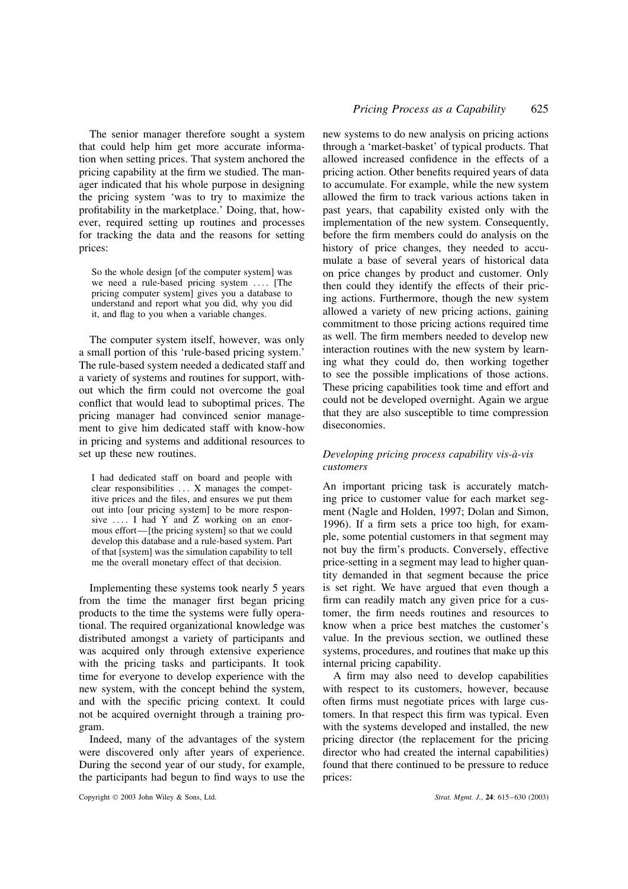The senior manager therefore sought a system that could help him get more accurate information when setting prices. That system anchored the pricing capability at the firm we studied. The manager indicated that his whole purpose in designing the pricing system 'was to try to maximize the profitability in the marketplace.' Doing, that, however, required setting up routines and processes for tracking the data and the reasons for setting prices:

> So the whole design [of the computer system] was we need a rule-based pricing system .... [The pricing computer system] gives you a database to understand and report what you did, why you did it, and flag to you when a variable changes.

The computer system itself, however, was only a small portion of this 'rule-based pricing system.' The rule-based system needed a dedicated staff and a variety of systems and routines for support, without which the firm could not overcome the goal conflict that would lead to suboptimal prices. The pricing manager had convinced senior management to give him dedicated staff with know-how in pricing and systems and additional resources to set up these new routines.

> I had dedicated staff on board and people with clear responsibilities ... X manages the competitive prices and the files, and ensures we put them out into [our pricing system] to be more responsive .... I had Y and Z working on an enormous effort—[the pricing system] so that we could develop this database and a rule-based system. Part of that [system] was the simulation capability to tell me the overall monetary effect of that decision.

Implementing these systems took nearly 5 years from the time the manager first began pricing products to the time the systems were fully operational. The required organizational knowledge was distributed amongst a variety of participants and was acquired only through extensive experience with the pricing tasks and participants. It took time for everyone to develop experience with the new system, with the concept behind the system, and with the specific pricing context. It could not be acquired overnight through a training program.

Indeed, many of the advantages of the system were discovered only after years of experience. During the second year of our study, for example, the participants had begun to find ways to use the new systems to do new analysis on pricing actions through a 'market-basket' of typical products. That allowed increased confidence in the effects of a pricing action. Other benefits required years of data to accumulate. For example, while the new system allowed the firm to track various actions taken in past years, that capability existed only with the implementation of the new system. Consequently, before the firm members could do analysis on the history of price changes, they needed to accumulate a base of several years of historical data on price changes by product and customer. Only then could they identify the effects of their pricing actions. Furthermore, though the new system allowed a variety of new pricing actions, gaining commitment to those pricing actions required time as well. The firm members needed to develop new interaction routines with the new system by learning what they could do, then working together to see the possible implications of those actions. These pricing capabilities took time and effort and could not be developed overnight. Again we argue that they are also susceptible to time compression diseconomies.

### *Developing pricing process capability vis-à-vis customers*

An important pricing task is accurately matching price to customer value for each market segment (Nagle and Holden, 1997; Dolan and Simon, 1996). If a firm sets a price too high, for example, some potential customers in that segment may not buy the firm's products. Conversely, effective price-setting in a segment may lead to higher quantity demanded in that segment because the price is set right. We have argued that even though a firm can readily match any given price for a customer, the firm needs routines and resources to know when a price best matches the customer's value. In the previous section, we outlined these systems, procedures, and routines that make up this internal pricing capability.

A firm may also need to develop capabilities with respect to its customers, however, because often firms must negotiate prices with large customers. In that respect this firm was typical. Even with the systems developed and installed, the new pricing director (the replacement for the pricing director who had created the internal capabilities) found that there continued to be pressure to reduce prices: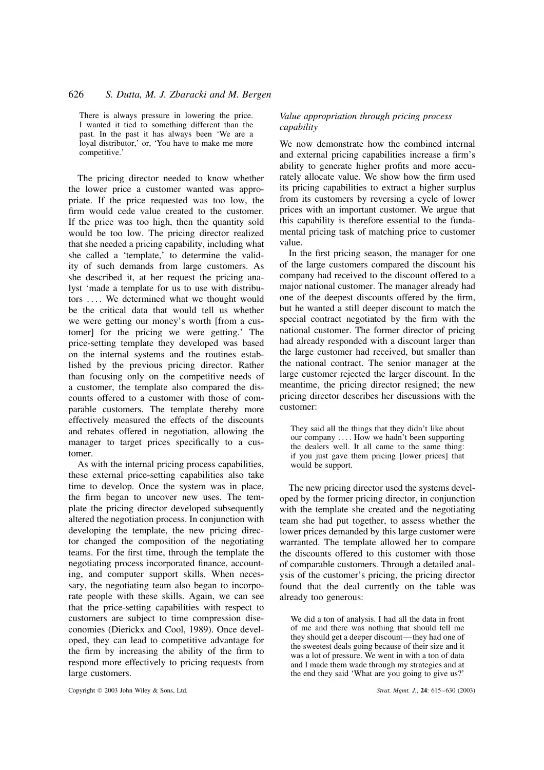> There is always pressure in lowering the price. I wanted it tied to something different than the past. In the past it has always been 'We are a loyal distributor,' or, 'You have to make me more competitive.'

The pricing director needed to know whether the lower price a customer wanted was appropriate. If the price requested was too low, the firm would cede value created to the customer. If the price was too high, then the quantity sold would be too low. The pricing director realized that she needed a pricing capability, including what she called a 'template,' to determine the validity of such demands from large customers. As she described it, at her request the pricing analyst 'made a template for us to use with distributors .... We determined what we thought would be the critical data that would tell us whether we were getting our money's worth [from a customer] for the pricing we were getting.' The price-setting template they developed was based on the internal systems and the routines established by the previous pricing director. Rather than focusing only on the competitive needs of a customer, the template also compared the discounts offered to a customer with those of comparable customers. The template thereby more effectively measured the effects of the discounts and rebates offered in negotiation, allowing the manager to target prices specifically to a customer.

As with the internal pricing process capabilities, these external price-setting capabilities also take time to develop. Once the system was in place, the firm began to uncover new uses. The template the pricing director developed subsequently altered the negotiation process. In conjunction with developing the template, the new pricing director changed the composition of the negotiating teams. For the first time, through the template the negotiating process incorporated finance, accounting, and computer support skills. When necessary, the negotiating team also began to incorporate people with these skills. Again, we can see that the price-setting capabilities with respect to customers are subject to time compression diseconomies (Dierickx and Cool, 1989). Once developed, they can lead to competitive advantage for the firm by increasing the ability of the firm to respond more effectively to pricing requests from large customers.

### *Value appropriation through pricing process capability*

We now demonstrate how the combined internal and external pricing capabilities increase a firm's ability to generate higher profits and more accurately allocate value. We show how the firm used its pricing capabilities to extract a higher surplus from its customers by reversing a cycle of lower prices with an important customer. We argue that this capability is therefore essential to the fundamental pricing task of matching price to customer value.

In the first pricing season, the manager for one of the large customers compared the discount his company had received to the discount offered to a major national customer. The manager already had one of the deepest discounts offered by the firm, but he wanted a still deeper discount to match the special contract negotiated by the firm with the national customer. The former director of pricing had already responded with a discount larger than the large customer had received, but smaller than the national contract. The senior manager at the large customer rejected the larger discount. In the meantime, the pricing director resigned; the new pricing director describes her discussions with the customer:

> They said all the things that they didn't like about our company .... How we hadn't been supporting the dealers well. It all came to the same thing: if you just gave them pricing [lower prices] that would be support.

The new pricing director used the systems developed by the former pricing director, in conjunction with the template she created and the negotiating team she had put together, to assess whether the lower prices demanded by this large customer were warranted. The template allowed her to compare the discounts offered to this customer with those of comparable customers. Through a detailed analysis of the customer's pricing, the pricing director found that the deal currently on the table was already too generous:

> We did a ton of analysis. I had all the data in front of me and there was nothing that should tell me they should get a deeper discount—they had one of the sweetest deals going because of their size and it was a lot of pressure. We went in with a ton of data and I made them wade through my strategies and at the end they said 'What are you going to give us?'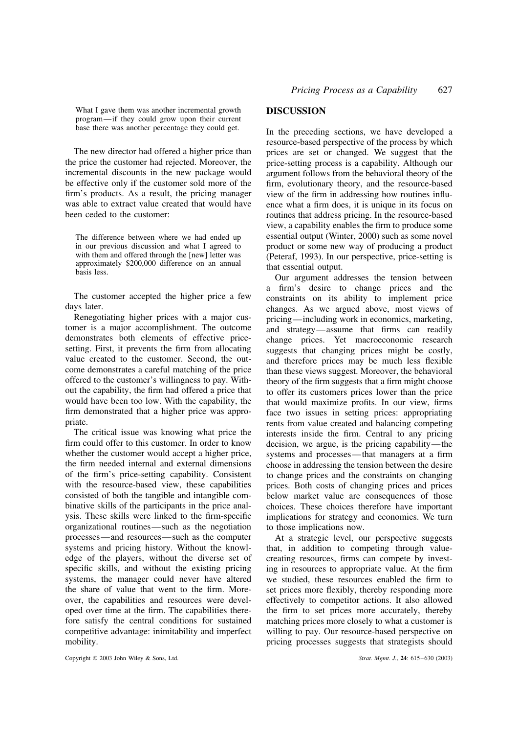What I gave them was another incremental growth program—if they could grow upon their current base there was another percentage they could get.

The new director had offered a higher price than the price the customer had rejected. Moreover, the incremental discounts in the new package would be effective only if the customer sold more of the firm's products. As a result, the pricing manager was able to extract value created that would have been ceded to the customer:

The difference between where we had ended up in our previous discussion and what I agreed to with them and offered through the [new] letter was approximately $200,000 difference on an annual basis less.

The customer accepted the higher price a few days later.

Renegotiating higher prices with a major customer is a major accomplishment. The outcome demonstrates both elements of effective price-setting. First, it prevents the firm from allocating value created to the customer. Second, the outcome demonstrates a careful matching of the price offered to the customer's willingness to pay. Without the capability, the firm had offered a price that would have been too low. With the capability, the firm demonstrated that a higher price was appropriate.

The critical issue was knowing what price the firm could offer to this customer. In order to know whether the customer would accept a higher price, the firm needed internal and external dimensions of the firm's price-setting capability. Consistent with the resource-based view, these capabilities consisted of both the tangible and intangible combinative skills of the participants in the price analysis. These skills were linked to the firm-specific organizational routines—such as the negotiation processes—and resources—such as the computer systems and pricing history. Without the knowledge of the players, without the diverse set of specific skills, and without the existing pricing systems, the manager could never have altered the share of value that went to the firm. Moreover, the capabilities and resources were developed over time at the firm. The capabilities therefore satisfy the central conditions for sustained competitive advantage: inimitability and imperfect mobility.

## DISCUSSION

In the preceding sections, we have developed a resource-based perspective of the process by which prices are set or changed. We suggest that the price-setting process is a capability. Although our argument follows from the behavioral theory of the firm, evolutionary theory, and the resource-based view of the firm in addressing how routines influence what a firm does, it is unique in its focus on routines that address pricing. In the resource-based view, a capability enables the firm to produce some essential output (Winter, 2000) such as some novel product or some new way of producing a product (Peteraf, 1993). In our perspective, price-setting is that essential output.

Our argument addresses the tension between a firm's desire to change prices and the constraints on its ability to implement price changes. As we argued above, most views of pricing—including work in economics, marketing, and strategy—assume that firms can readily change prices. Yet macroeconomic research suggests that changing prices might be costly, and therefore prices may be much less flexible than these views suggest. Moreover, the behavioral theory of the firm suggests that a firm might choose to offer its customers prices lower than the price that would maximize profits. In our view, firms face two issues in setting prices: appropriating rents from value created and balancing competing interests inside the firm. Central to any pricing decision, we argue, is the pricing capability—the systems and processes—that managers at a firm choose in addressing the tension between the desire to change prices and the constraints on changing prices. Both costs of changing prices and prices below market value are consequences of those choices. These choices therefore have important implications for strategy and economics. We turn to those implications now.

At a strategic level, our perspective suggests that, in addition to competing through value-creating resources, firms can compete by investing in resources to appropriate value. At the firm we studied, these resources enabled the firm to set prices more flexibly, thereby responding more effectively to competitor actions. It also allowed the firm to set prices more accurately, thereby matching prices more closely to what a customer is willing to pay. Our resource-based perspective on pricing processes suggests that strategists should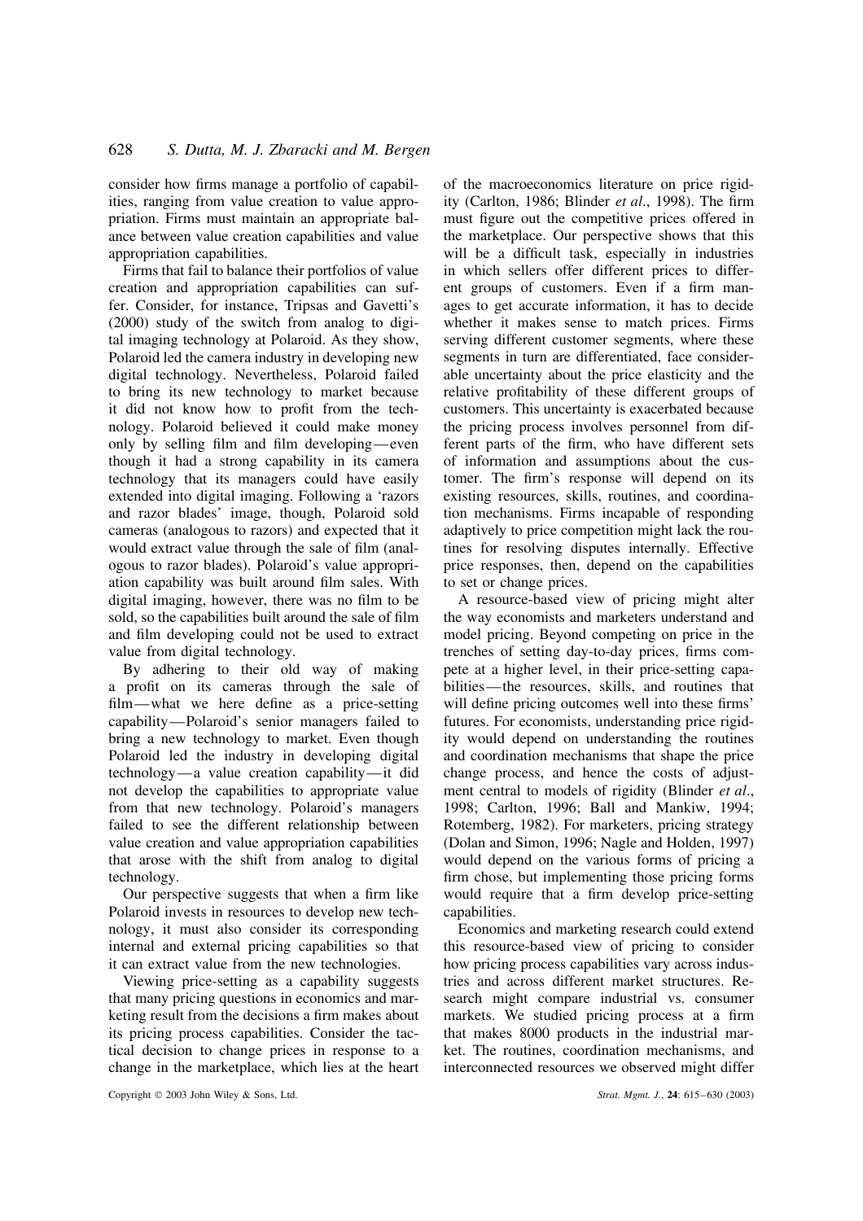consider how firms manage a portfolio of capabilities, ranging from value creation to value appropriation. Firms must maintain an appropriate balance between value creation capabilities and value appropriation capabilities.

Firms that fail to balance their portfolios of value creation and appropriation capabilities can suffer. Consider, for instance, Tripsas and Gavetti's (2000) study of the switch from analog to digital imaging technology at Polaroid. As they show, Polaroid led the camera industry in developing new digital technology. Nevertheless, Polaroid failed to bring its new technology to market because it did not know how to profit from the technology. Polaroid believed it could make money only by selling film and film developing—even though it had a strong capability in its camera technology that its managers could have easily extended into digital imaging. Following a 'razors and razor blades' image, though, Polaroid sold cameras (analogous to razors) and expected that it would extract value through the sale of film (analogous to razor blades). Polaroid's value appropriation capability was built around film sales. With digital imaging, however, there was no film to be sold, so the capabilities built around the sale of film and film developing could not be used to extract value from digital technology.

By adhering to their old way of making a profit on its cameras through the sale of film—what we here define as a price-setting capability—Polaroid's senior managers failed to bring a new technology to market. Even though Polaroid led the industry in developing digital technology—a value creation capability—it did not develop the capabilities to appropriate value from that new technology. Polaroid's managers failed to see the different relationship between value creation and value appropriation capabilities that arose with the shift from analog to digital technology.

Our perspective suggests that when a firm like Polaroid invests in resources to develop new technology, it must also consider its corresponding internal and external pricing capabilities so that it can extract value from the new technologies.

Viewing price-setting as a capability suggests that many pricing questions in economics and marketing result from the decisions a firm makes about its pricing process capabilities. Consider the tactical decision to change prices in response to a change in the marketplace, which lies at the heart of the macroeconomics literature on price rigidity (Carlton, 1986; Blinder *et al*., 1998). The firm must figure out the competitive prices offered in the marketplace. Our perspective shows that this will be a difficult task, especially in industries in which sellers offer different prices to different groups of customers. Even if a firm manages to get accurate information, it has to decide whether it makes sense to match prices. Firms serving different customer segments, where these segments in turn are differentiated, face considerable uncertainty about the price elasticity and the relative profitability of these different groups of customers. This uncertainty is exacerbated because the pricing process involves personnel from different parts of the firm, who have different sets of information and assumptions about the customer. The firm's response will depend on its existing resources, skills, routines, and coordination mechanisms. Firms incapable of responding adaptively to price competition might lack the routines for resolving disputes internally. Effective price responses, then, depend on the capabilities to set or change prices.

A resource-based view of pricing might alter the way economists and marketers understand and model pricing. Beyond competing on price in the trenches of setting day-to-day prices, firms compete at a higher level, in their price-setting capabilities—the resources, skills, and routines that will define pricing outcomes well into these firms' futures. For economists, understanding price rigidity would depend on understanding the routines and coordination mechanisms that shape the price change process, and hence the costs of adjustment central to models of rigidity (Blinder *et al*., 1998; Carlton, 1996; Ball and Mankiw, 1994; Rotemberg, 1982). For marketers, pricing strategy (Dolan and Simon, 1996; Nagle and Holden, 1997) would depend on the various forms of pricing a firm chose, but implementing those pricing forms would require that a firm develop price-setting capabilities.

Economics and marketing research could extend this resource-based view of pricing to consider how pricing process capabilities vary across industries and across different market structures. Research might compare industrial vs. consumer markets. We studied pricing process at a firm that makes 8000 products in the industrial market. The routines, coordination mechanisms, and interconnected resources we observed might differ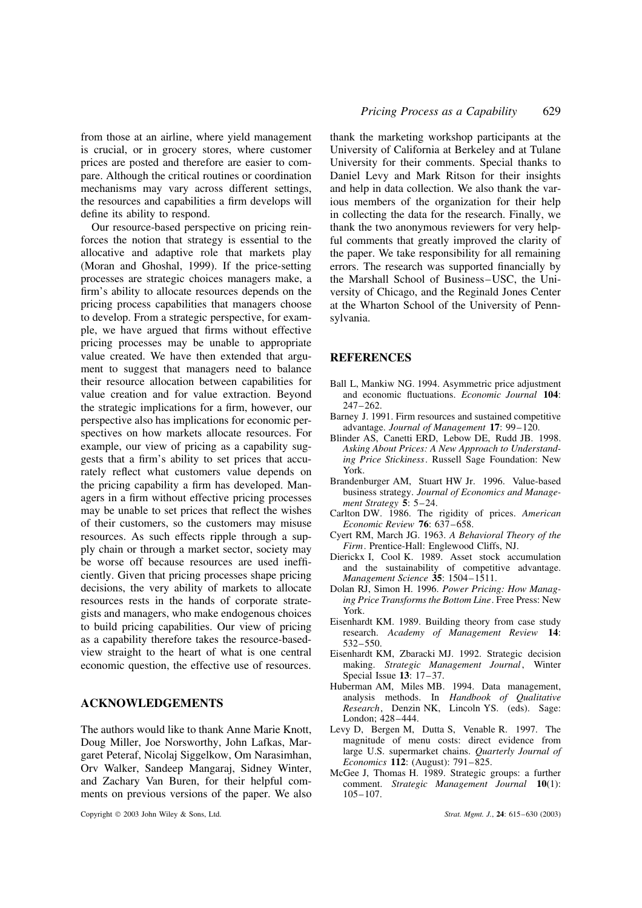from those at an airline, where yield management is crucial, or in grocery stores, where customer prices are posted and therefore are easier to compare. Although the critical routines or coordination mechanisms may vary across different settings, the resources and capabilities a firm develops will define its ability to respond.

Our resource-based perspective on pricing reinforces the notion that strategy is essential to the allocative and adaptive role that markets play (Moran and Ghoshal, 1999). If the price-setting processes are strategic choices managers make, a firm's ability to allocate resources depends on the pricing process capabilities that managers choose to develop. From a strategic perspective, for example, we have argued that firms without effective pricing processes may be unable to appropriate value created. We have then extended that argument to suggest that managers need to balance their resource allocation between capabilities for value creation and for value extraction. Beyond the strategic implications for a firm, however, our perspective also has implications for economic perspectives on how markets allocate resources. For example, our view of pricing as a capability suggests that a firm's ability to set prices that accurately reflect what customers value depends on the pricing capability a firm has developed. Managers in a firm without effective pricing processes may be unable to set prices that reflect the wishes of their customers, so the customers may misuse resources. As such effects ripple through a supply chain or through a market sector, society may be worse off because resources are used inefficiently. Given that pricing processes shape pricing decisions, the very ability of markets to allocate resources rests in the hands of corporate strategists and managers, who make endogenous choices to build pricing capabilities. Our view of pricing as a capability therefore takes the resource-based-view straight to the heart of what is one central economic question, the effective use of resources.

## ACKNOWLEDGEMENTS

The authors would like to thank Anne Marie Knott, Doug Miller, Joe Norsworthy, John Lafkas, Margaret Peteraf, Nicolaj Siggelkow, Om Narasimhan, Orv Walker, Sandeep Mangaraj, Sidney Winter, and Zachary Van Buren, for their helpful comments on previous versions of the paper. We also thank the marketing workshop participants at the University of California at Berkeley and at Tulane University for their comments. Special thanks to Daniel Levy and Mark Ritson for their insights and help in data collection. We also thank the various members of the organization for their help in collecting the data for the research. Finally, we thank the two anonymous reviewers for very helpful comments that greatly improved the clarity of the paper. We take responsibility for all remaining errors. The research was supported financially by the Marshall School of Business–USC, the University of Chicago, and the Reginald Jones Center at the Wharton School of the University of Pennsylvania.

## REFERENCES

Ball L, Mankiw NG. 1994. Asymmetric price adjustment and economic fluctuations. *Economic Journal* **104**: 247–262.

Barney J. 1991. Firm resources and sustained competitive advantage. *Journal of Management* **17**: 99–120.

Blinder AS, Canetti ERD, Lebow DE, Rudd JB. 1998. *Asking About Prices: A New Approach to Understanding Price Stickiness*. Russell Sage Foundation: New York.

Brandenburger AM, Stuart HW Jr. 1996. Value-based business strategy. *Journal of Economics and Management Strategy* **5**: 5–24.

Carlton DW. 1986. The rigidity of prices. *American Economic Review* **76**: 637–658.

Cyert RM, March JG. 1963. *A Behavioral Theory of the Firm*. Prentice-Hall: Englewood Cliffs, NJ.

Dierickx I, Cool K. 1989. Asset stock accumulation and the sustainability of competitive advantage. *Management Science* **35**: 1504–1511.

Dolan RJ, Simon H. 1996. *Power Pricing: How Managing Price Transforms the Bottom Line*. Free Press: New York.

Eisenhardt KM. 1989. Building theory from case study research. *Academy of Management Review* **14**: 532–550.

Eisenhardt KM, Zbaracki MJ. 1992. Strategic decision making. *Strategic Management Journal*, Winter Special Issue **13**: 17–37.

Huberman AM, Miles MB. 1994. Data management, analysis methods. In *Handbook of Qualitative Research*, Denzin NK, Lincoln YS. (eds). Sage: London; 428–444.

Levy D, Bergen M, Dutta S, Venable R. 1997. The magnitude of menu costs: direct evidence from large U.S. supermarket chains. *Quarterly Journal of Economics* **112**: (August): 791–825.

McGee J, Thomas H. 1989. Strategic groups: a further comment. *Strategic Management Journal* **10**(1): 105–107.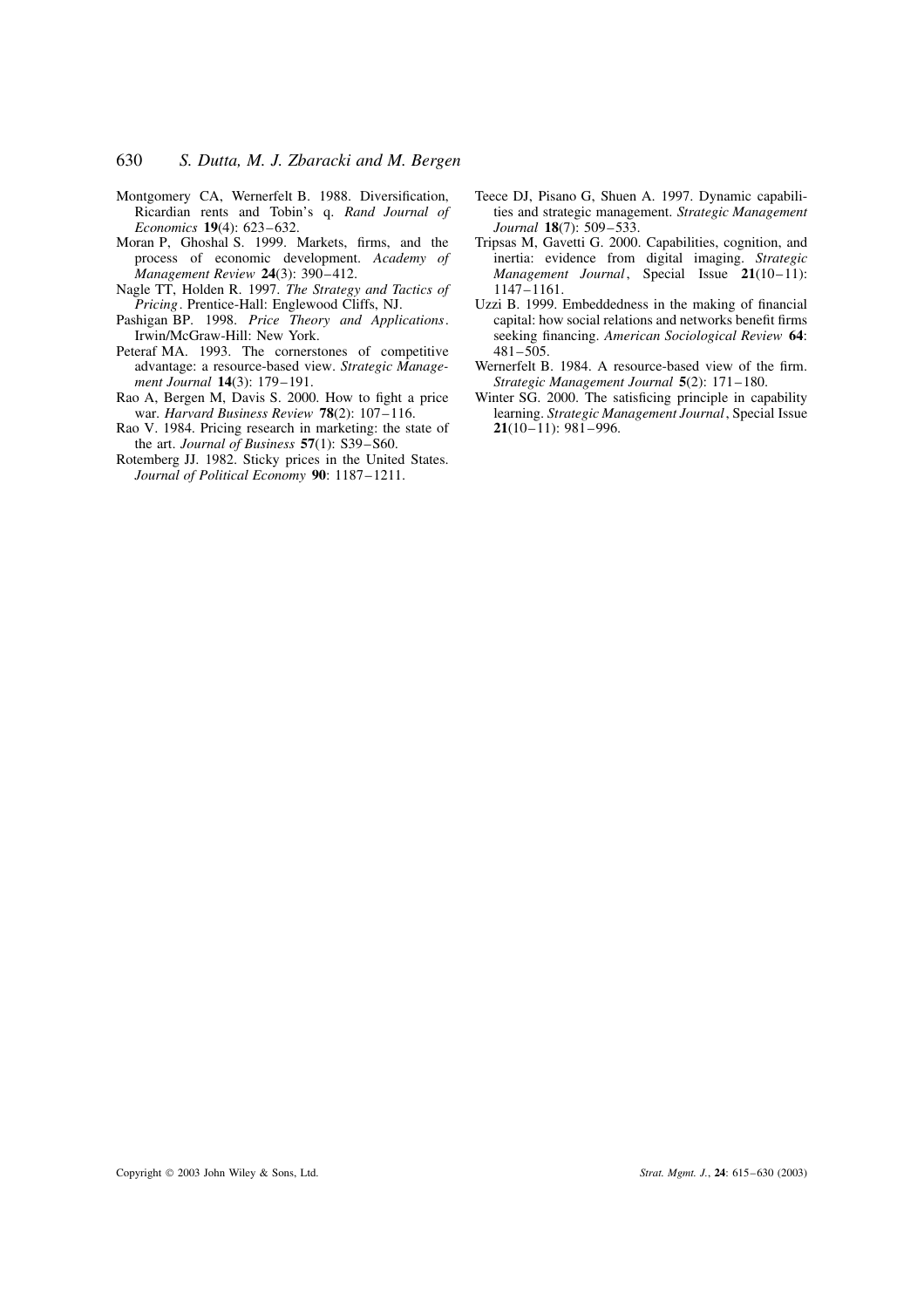Montgomery CA, Wernerfelt B. 1988. Diversification, Ricardian rents and Tobin's q. *Rand Journal of Economics* **19**(4): 623–632.

Moran P, Ghoshal S. 1999. Markets, firms, and the process of economic development. *Academy of Management Review* **24**(3): 390–412.

Nagle TT, Holden R. 1997. *The Strategy and Tactics of Pricing*. Prentice-Hall: Englewood Cliffs, NJ.

Pashigan BP. 1998. *Price Theory and Applications*. Irwin/McGraw-Hill: New York.

Peteraf MA. 1993. The cornerstones of competitive advantage: a resource-based view. *Strategic Management Journal* **14**(3): 179–191.

Rao A, Bergen M, Davis S. 2000. How to fight a price war. *Harvard Business Review* **78**(2): 107–116.

Rao V. 1984. Pricing research in marketing: the state of the art. *Journal of Business* **57**(1): S39–S60.

Rotemberg JJ. 1982. Sticky prices in the United States. *Journal of Political Economy* **90**: 1187–1211.

Teece DJ, Pisano G, Shuen A. 1997. Dynamic capabilities and strategic management. *Strategic Management Journal* **18**(7): 509–533.

Tripsas M, Gavetti G. 2000. Capabilities, cognition, and inertia: evidence from digital imaging. *Strategic Management Journal*, Special Issue **21**(10–11): 1147–1161.

Uzzi B. 1999. Embeddedness in the making of financial capital: how social relations and networks benefit firms seeking financing. *American Sociological Review* **64**: 481–505.

Wernerfelt B. 1984. A resource-based view of the firm. *Strategic Management Journal* **5**(2): 171–180.

Winter SG. 2000. The satisficing principle in capability learning. *Strategic Management Journal*, Special Issue **21**(10–11): 981–996.